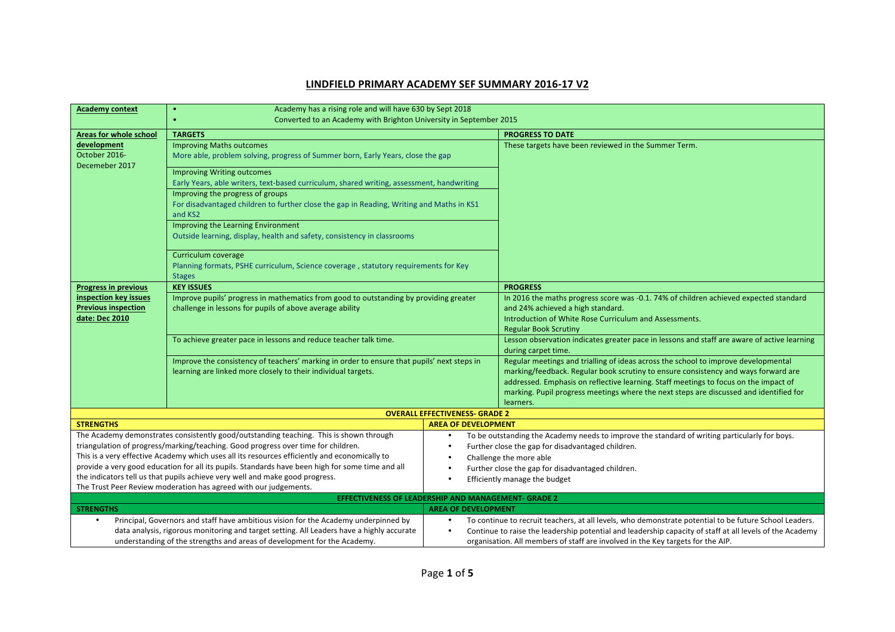# LINDFIELD PRIMARY ACADEMY SEF SUMMARY 2016-17 V2

| **Academy context** | • Academy has a rising role and will have 630 by Sept 2018<br>• Converted to an Academy with Brighton University in September 2015 | |
|---|---|---|
| **Areas for whole school development**<br>October 2016-Decemeber 2017 | **TARGETS** | **PROGRESS TO DATE** |
| | Improving Maths outcomes<br>More able, problem solving, progress of Summer born, Early Years, close the gap | These targets have been reviewed in the Summer Term. |
| | Improving Writing outcomes<br>Early Years, able writers, text-based curriculum, shared writing, assessment, handwriting | |
| | Improving the progress of groups<br>For disadvantaged children to further close the gap in Reading, Writing and Maths in KS1 and KS2 | |
| | Improving the Learning Environment<br>Outside learning, display, health and safety, consistency in classrooms | |
| | Curriculum coverage<br>Planning formats, PSHE curriculum, Science coverage , statutory requirements for Key Stages | |
| **Progress in previous inspection key issues**<br>**Previous inspection date: Dec 2010** | **KEY ISSUES** | **PROGRESS** |
| | Improve pupils' progress in mathematics from good to outstanding by providing greater challenge in lessons for pupils of above average ability | In 2016 the maths progress score was -0.1. 74% of children achieved expected standard and 24% achieved a high standard.<br>Introduction of White Rose Curriculum and Assessments.<br>Regular Book Scrutiny |
| | To achieve greater pace in lessons and reduce teacher talk time. | Lesson observation indicates greater pace in lessons and staff are aware of active learning during carpet time. |
| | Improve the consistency of teachers' marking in order to ensure that pupils' next steps in learning are linked more closely to their individual targets. | Regular meetings and trialling of ideas across the school to improve developmental marking/feedback. Regular book scrutiny to ensure consistency and ways forward are addressed. Emphasis on reflective learning. Staff meetings to focus on the impact of marking. Pupil progress meetings where the next steps are discussed and identified for learners. |

**OVERALL EFFECTIVENESS- GRADE 2**

| **STRENGTHS** | **AREA OF DEVELOPMENT** |
|---|---|
| The Academy demonstrates consistently good/outstanding teaching. This is shown through triangulation of progress/marking/teaching. Good progress over time for children.<br>This is a very effective Academy which uses all its resources efficiently and economically to provide a very good education for all its pupils. Standards have been high for some time and all the indicators tell us that pupils achieve very well and make good progress.<br>The Trust Peer Review moderation has agreed with our judgements. | • To be outstanding the Academy needs to improve the standard of writing particularly for boys.<br>• Further close the gap for disadvantaged children.<br>• Challenge the more able<br>• Further close the gap for disadvantaged children.<br>• Efficiently manage the budget |

**EFFECTIVENESS OF LEADERSHIP AND MANAGEMENT- GRADE 2**

| **STRENGTHS** | **AREA OF DEVELOPMENT** |
|---|---|
| • Principal, Governors and staff have ambitious vision for the Academy underpinned by data analysis, rigorous monitoring and target setting. All Leaders have a highly accurate understanding of the strengths and areas of development for the Academy. | • To continue to recruit teachers, at all levels, who demonstrate potential to be future School Leaders.<br>• Continue to raise the leadership potential and leadership capacity of staff at all levels of the Academy organisation. All members of staff are involved in the Key targets for the AIP. |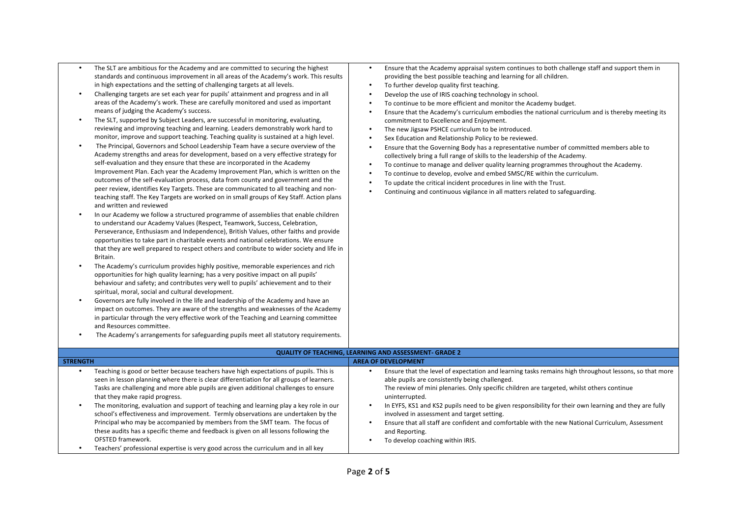| STRENGTH | AREA OF DEVELOPMENT |
|---|---|
| • The SLT are ambitious for the Academy and are committed to securing the highest standards and continuous improvement in all areas of the Academy's work. This results in high expectations and the setting of challenging targets at all levels.<br>• Challenging targets are set each year for pupils' attainment and progress and in all areas of the Academy's work. These are carefully monitored and used as important means of judging the Academy's success.<br>• The SLT, supported by Subject Leaders, are successful in monitoring, evaluating, reviewing and improving teaching and learning. Leaders demonstrably work hard to monitor, improve and support teaching. Teaching quality is sustained at a high level.<br>• The Principal, Governors and School Leadership Team have a secure overview of the Academy strengths and areas for development, based on a very effective strategy for self-evaluation and they ensure that these are incorporated in the Academy Improvement Plan. Each year the Academy Improvement Plan, which is written on the outcomes of the self-evaluation process, data from county and government and the peer review, identifies Key Targets. These are communicated to all teaching and non-teaching staff. The Key Targets are worked on in small groups of Key Staff. Action plans and written and reviewed<br>• In our Academy we follow a structured programme of assemblies that enable children to understand our Academy Values (Respect, Teamwork, Success, Celebration, Perseverance, Enthusiasm and Independence), British Values, other faiths and provide opportunities to take part in charitable events and national celebrations. We ensure that they are well prepared to respect others and contribute to wider society and life in Britain.<br>• The Academy's curriculum provides highly positive, memorable experiences and rich opportunities for high quality learning; has a very positive impact on all pupils' behaviour and safety; and contributes very well to pupils' achievement and to their spiritual, moral, social and cultural development.<br>• Governors are fully involved in the life and leadership of the Academy and have an impact on outcomes. They are aware of the strengths and weaknesses of the Academy in particular through the very effective work of the Teaching and Learning committee and Resources committee.<br>• The Academy's arrangements for safeguarding pupils meet all statutory requirements. | • Ensure that the Academy appraisal system continues to both challenge staff and support them in providing the best possible teaching and learning for all children.<br>• To further develop quality first teaching.<br>• Develop the use of IRIS coaching technology in school.<br>• To continue to be more efficient and monitor the Academy budget.<br>• Ensure that the Academy's curriculum embodies the national curriculum and is thereby meeting its commitment to Excellence and Enjoyment.<br>• The new Jigsaw PSHCE curriculum to be introduced.<br>• Sex Education and Relationship Policy to be reviewed.<br>• Ensure that the Governing Body has a representative number of committed members able to collectively bring a full range of skills to the leadership of the Academy.<br>• To continue to manage and deliver quality learning programmes throughout the Academy.<br>• To continue to develop, evolve and embed SMSC/RE within the curriculum.<br>• To update the critical incident procedures in line with the Trust.<br>• Continuing and continuous vigilance in all matters related to safeguarding. |

| QUALITY OF TEACHING, LEARNING AND ASSESSMENT- GRADE 2 | |
|---|---|
| **STRENGTH** | **AREA OF DEVELOPMENT** |
| • Teaching is good or better because teachers have high expectations of pupils. This is seen in lesson planning where there is clear differentiation for all groups of learners. Tasks are challenging and more able pupils are given additional challenges to ensure that they make rapid progress.<br>• The monitoring, evaluation and support of teaching and learning play a key role in our school's effectiveness and improvement. Termly observations are undertaken by the Principal who may be accompanied by members from the SMT team. The focus of these audits has a specific theme and feedback is given on all lessons following the OFSTED framework.<br>• Teachers' professional expertise is very good across the curriculum and in all key | • Ensure that the level of expectation and learning tasks remains high throughout lessons, so that more able pupils are consistently being challenged.<br>The review of mini plenaries. Only specific children are targeted, whilst others continue uninterrupted.<br>• In EYFS, KS1 and KS2 pupils need to be given responsibility for their own learning and they are fully involved in assessment and target setting.<br>• Ensure that all staff are confident and comfortable with the new National Curriculum, Assessment and Reporting.<br>• To develop coaching within IRIS. |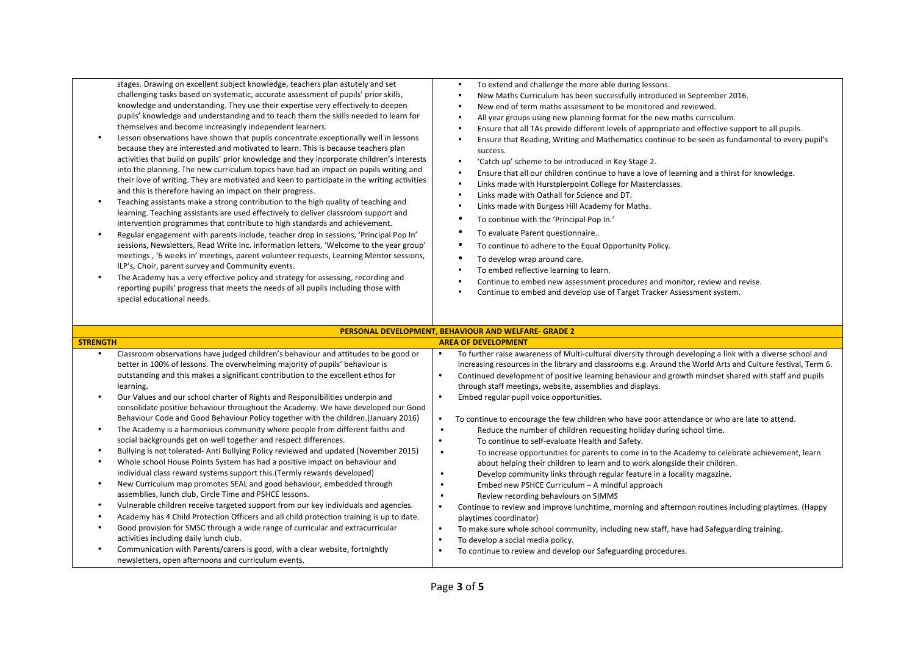| | |
|---|---|
| stages. Drawing on excellent subject knowledge, teachers plan astutely and set challenging tasks based on systematic, accurate assessment of pupils' prior skills, knowledge and understanding. They use their expertise very effectively to deepen pupils' knowledge and understanding and to teach them the skills needed to learn for themselves and become increasingly independent learners.<br>• Lesson observations have shown that pupils concentrate exceptionally well in lessons because they are interested and motivated to learn. This is because teachers plan activities that build on pupils' prior knowledge and they incorporate children's interests into the planning. The new curriculum topics have had an impact on pupils writing and their love of writing. They are motivated and keen to participate in the writing activities and this is therefore having an impact on their progress.<br>• Teaching assistants make a strong contribution to the high quality of teaching and learning. Teaching assistants are used effectively to deliver classroom support and intervention programmes that contribute to high standards and achievement.<br>• Regular engagement with parents include, teacher drop in sessions, 'Principal Pop In' sessions, Newsletters, Read Write Inc. information letters, 'Welcome to the year group' meetings , '6 weeks in' meetings, parent volunteer requests, Learning Mentor sessions, ILP's, Choir, parent survey and Community events.<br>• The Academy has a very effective policy and strategy for assessing, recording and reporting pupils' progress that meets the needs of all pupils including those with special educational needs. | • To extend and challenge the more able during lessons.<br>• New Maths Curriculum has been successfully introduced in September 2016.<br>• New end of term maths assessment to be monitored and reviewed.<br>• All year groups using new planning format for the new maths curriculum.<br>• Ensure that all TAs provide different levels of appropriate and effective support to all pupils.<br>• Ensure that Reading, Writing and Mathematics continue to be seen as fundamental to every pupil's success.<br>• 'Catch up' scheme to be introduced in Key Stage 2.<br>• Ensure that all our children continue to have a love of learning and a thirst for knowledge.<br>• Links made with Hurstpierpoint College for Masterclasses.<br>• Links made with Oathall for Science and DT.<br>• Links made with Burgess Hill Academy for Maths.<br>• To continue with the 'Principal Pop In.'<br>• To evaluate Parent questionnaire..<br>• To continue to adhere to the Equal Opportunity Policy.<br>• To develop wrap around care.<br>• To embed reflective learning to learn.<br>• Continue to embed new assessment procedures and monitor, review and revise.<br>• Continue to embed and develop use of Target Tracker Assessment system. |

| **PERSONAL DEVELOPMENT, BEHAVIOUR AND WELFARE- GRADE 2** | |
|---|---|
| **STRENGTH** | **AREA OF DEVELOPMENT** |
| • Classroom observations have judged children's behaviour and attitudes to be good or better in 100% of lessons. The overwhelming majority of pupils' behaviour is outstanding and this makes a significant contribution to the excellent ethos for learning.<br>• Our Values and our school charter of Rights and Responsibilities underpin and consolidate positive behaviour throughout the Academy. We have developed our Good Behaviour Code and Good Behaviour Policy together with the children.(January 2016)<br>• The Academy is a harmonious community where people from different faiths and social backgrounds get on well together and respect differences.<br>• Bullying is not tolerated- Anti Bullying Policy reviewed and updated (November 2015)<br>• Whole school House Points System has had a positive impact on behaviour and individual class reward systems support this.(Termly rewards developed)<br>• New Curriculum map promotes SEAL and good behaviour, embedded through assemblies, lunch club, Circle Time and PSHCE lessons.<br>• Vulnerable children receive targeted support from our key individuals and agencies.<br>• Academy has 4 Child Protection Officers and all child protection training is up to date.<br>• Good provision for SMSC through a wide range of curricular and extracurricular activities including daily lunch club.<br>• Communication with Parents/carers is good, with a clear website, fortnightly newsletters, open afternoons and curriculum events. | • To further raise awareness of Multi-cultural diversity through developing a link with a diverse school and increasing resources in the library and classrooms e.g. Around the World Arts and Culture festival, Term 6.<br>• Continued development of positive learning behaviour and growth mindset shared with staff and pupils through staff meetings, website, assemblies and displays.<br>• Embed regular pupil voice opportunities.<br>• To continue to encourage the few children who have poor attendance or who are late to attend.<br>• Reduce the number of children requesting holiday during school time.<br>• To continue to self-evaluate Health and Safety.<br>• To increase opportunities for parents to come in to the Academy to celebrate achievement, learn about helping their children to learn and to work alongside their children.<br>• Develop community links through regular feature in a locality magazine.<br>• Embed new PSHCE Curriculum – A mindful approach<br>• Review recording behaviours on SIMMS<br>• Continue to review and improve lunchtime, morning and afternoon routines including playtimes. (Happy playtimes coordinator)<br>• To make sure whole school community, including new staff, have had Safeguarding training.<br>• To develop a social media policy.<br>• To continue to review and develop our Safeguarding procedures. |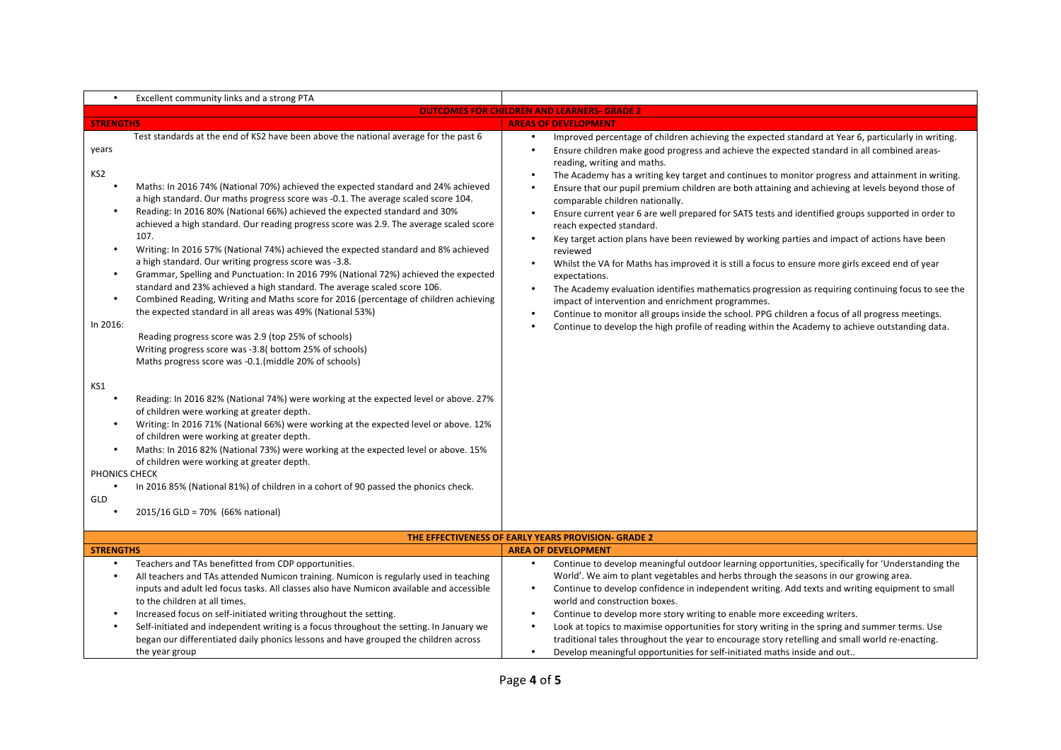| | |
|---|---|
| • Excellent community links and a strong PTA | |

## OUTCOMES FOR CHILDREN AND LEARNERS- GRADE 2

| STRENGTHS | AREAS OF DEVELOPMENT |
|---|---|
| Test standards at the end of KS2 have been above the national average for the past 6 years<br><br>KS2<br>• Maths: In 2016 74% (National 70%) achieved the expected standard and 24% achieved a high standard. Our maths progress score was -0.1. The average scaled score 104.<br>• Reading: In 2016 80% (National 66%) achieved the expected standard and 30% achieved a high standard. Our reading progress score was 2.9. The average scaled score 107.<br>• Writing: In 2016 57% (National 74%) achieved the expected standard and 8% achieved a high standard. Our writing progress score was -3.8.<br>• Grammar, Spelling and Punctuation: In 2016 79% (National 72%) achieved the expected standard and 23% achieved a high standard. The average scaled score 106.<br>• Combined Reading, Writing and Maths score for 2016 (percentage of children achieving the expected standard in all areas was 49% (National 53%)<br><br>In 2016:<br>Reading progress score was 2.9 (top 25% of schools)<br>Writing progress score was -3.8( bottom 25% of schools)<br>Maths progress score was -0.1.(middle 20% of schools)<br><br>KS1<br>• Reading: In 2016 82% (National 74%) were working at the expected level or above. 27% of children were working at greater depth.<br>• Writing: In 2016 71% (National 66%) were working at the expected level or above. 12% of children were working at greater depth.<br>• Maths: In 2016 82% (National 73%) were working at the expected level or above. 15% of children were working at greater depth.<br><br>PHONICS CHECK<br>• In 2016 85% (National 81%) of children in a cohort of 90 passed the phonics check.<br><br>GLD<br>• 2015/16 GLD = 70% (66% national) | • Improved percentage of children achieving the expected standard at Year 6, particularly in writing.<br>• Ensure children make good progress and achieve the expected standard in all combined areas- reading, writing and maths.<br>• The Academy has a writing key target and continues to monitor progress and attainment in writing.<br>• Ensure that our pupil premium children are both attaining and achieving at levels beyond those of comparable children nationally.<br>• Ensure current year 6 are well prepared for SATS tests and identified groups supported in order to reach expected standard.<br>• Key target action plans have been reviewed by working parties and impact of actions have been reviewed<br>• Whilst the VA for Maths has improved it is still a focus to ensure more girls exceed end of year expectations.<br>• The Academy evaluation identifies mathematics progression as requiring continuing focus to see the impact of intervention and enrichment programmes.<br>• Continue to monitor all groups inside the school. PPG children a focus of all progress meetings.<br>• Continue to develop the high profile of reading within the Academy to achieve outstanding data. |

## THE EFFECTIVENESS OF EARLY YEARS PROVISION- GRADE 2

| STRENGTHS | AREA OF DEVELOPMENT |
|---|---|
| • Teachers and TAs benefitted from CDP opportunities.<br>• All teachers and TAs attended Numicon training. Numicon is regularly used in teaching inputs and adult led focus tasks. All classes also have Numicon available and accessible to the children at all times.<br>• Increased focus on self-initiated writing throughout the setting.<br>• Self-initiated and independent writing is a focus throughout the setting. In January we began our differentiated daily phonics lessons and have grouped the children across the year group | • Continue to develop meaningful outdoor learning opportunities, specifically for 'Understanding the World'. We aim to plant vegetables and herbs through the seasons in our growing area.<br>• Continue to develop confidence in independent writing. Add texts and writing equipment to small world and construction boxes.<br>• Continue to develop more story writing to enable more exceeding writers.<br>• Look at topics to maximise opportunities for story writing in the spring and summer terms. Use traditional tales throughout the year to encourage story retelling and small world re-enacting.<br>• Develop meaningful opportunities for self-initiated maths inside and out.. |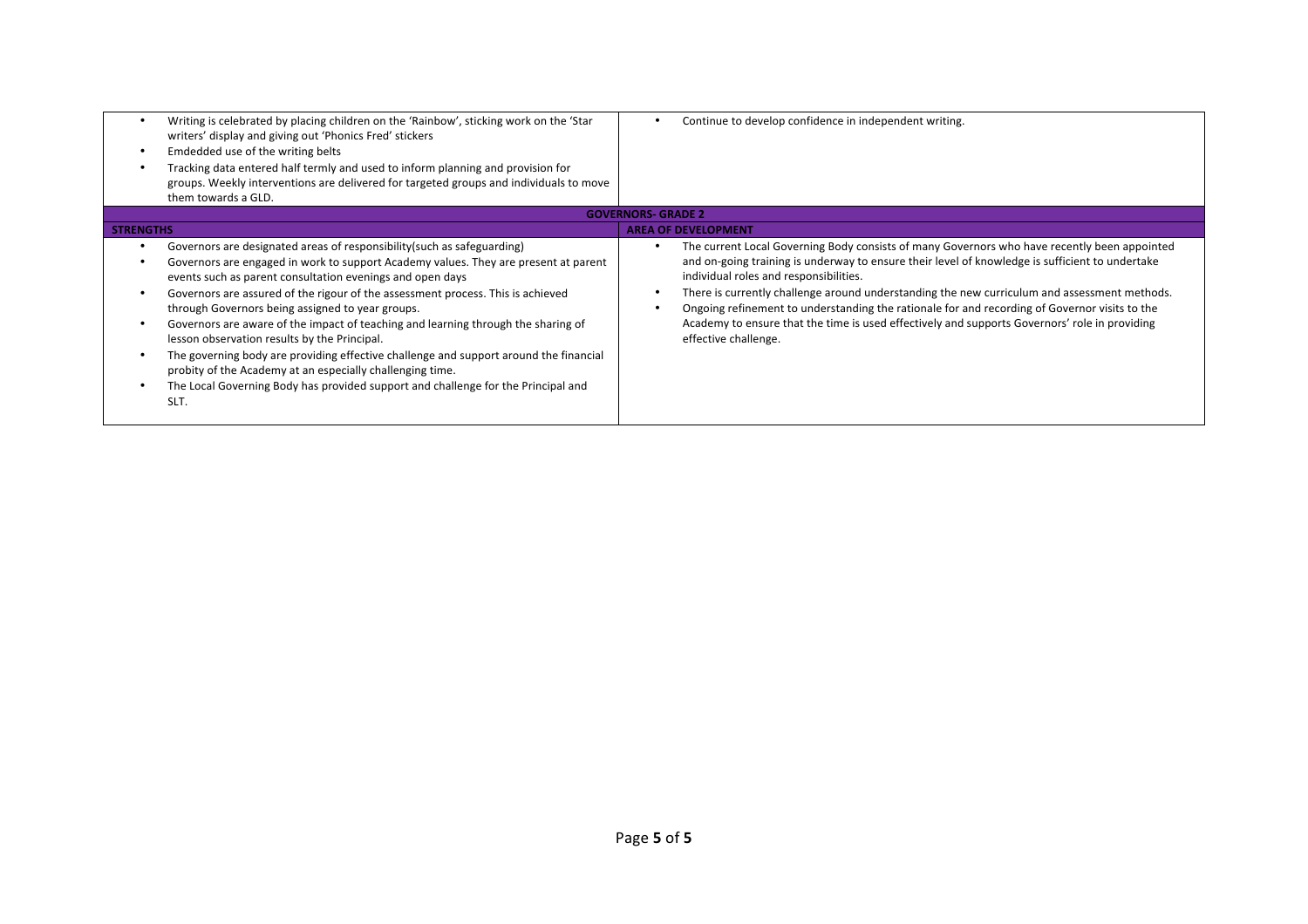| | |
|---|---|
| <ul><li>Writing is celebrated by placing children on the 'Rainbow', sticking work on the 'Star writers' display and giving out 'Phonics Fred' stickers</li><li>Emdedded use of the writing belts</li><li>Tracking data entered half termly and used to inform planning and provision for groups. Weekly interventions are delivered for targeted groups and individuals to move them towards a GLD.</li></ul> | <ul><li>Continue to develop confidence in independent writing.</li></ul> |
| **GOVERNORS- GRADE 2** | |
| **STRENGTHS** | **AREA OF DEVELOPMENT** |
| <ul><li>Governors are designated areas of responsibility(such as safeguarding)</li><li>Governors are engaged in work to support Academy values. They are present at parent events such as parent consultation evenings and open days</li><li>Governors are assured of the rigour of the assessment process. This is achieved through Governors being assigned to year groups.</li><li>Governors are aware of the impact of teaching and learning through the sharing of lesson observation results by the Principal.</li><li>The governing body are providing effective challenge and support around the financial probity of the Academy at an especially challenging time.</li><li>The Local Governing Body has provided support and challenge for the Principal and SLT.</li></ul> | <ul><li>The current Local Governing Body consists of many Governors who have recently been appointed and on-going training is underway to ensure their level of knowledge is sufficient to undertake individual roles and responsibilities.</li><li>There is currently challenge around understanding the new curriculum and assessment methods.</li><li>Ongoing refinement to understanding the rationale for and recording of Governor visits to the Academy to ensure that the time is used effectively and supports Governors' role in providing effective challenge.</li></ul> |